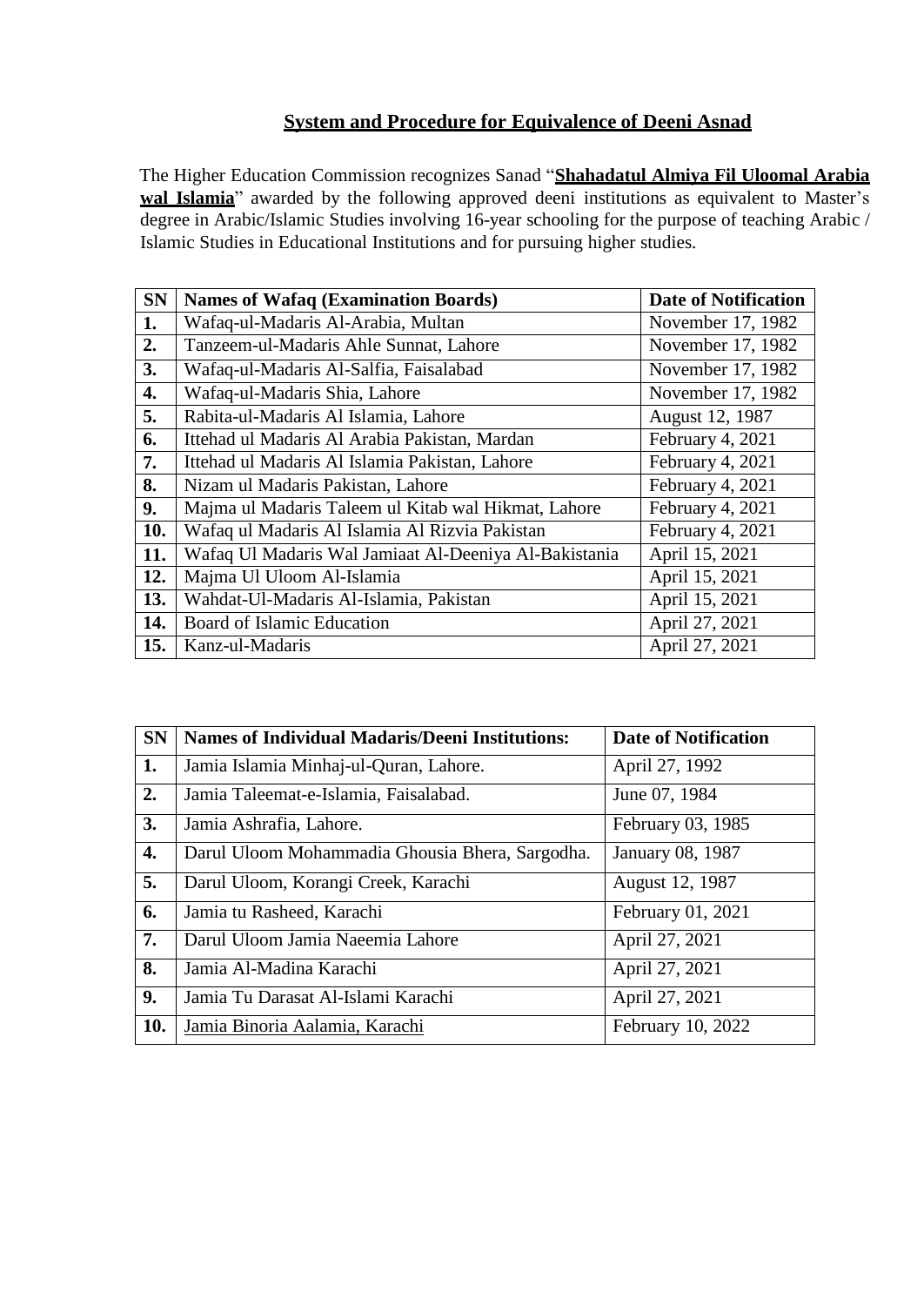## System and Procedure for Equivalence of Deeni Asnad

The Higher Education Commission recognizes Sanad "**Shahadatul Almiya Fil Uloomal Arabia wal Islamia**" awarded by the following approved deeni institutions as equivalent to Master's degree in Arabic/Islamic Studies involving 16-year schooling for the purpose of teaching Arabic / Islamic Studies in Educational Institutions and for pursuing higher studies.

| SN | Names of Wafaq (Examination Boards) | Date of Notification |
|---|---|---|
| 1. | Wafaq-ul-Madaris Al-Arabia, Multan | November 17, 1982 |
| 2. | Tanzeem-ul-Madaris Ahle Sunnat, Lahore | November 17, 1982 |
| 3. | Wafaq-ul-Madaris Al-Salfia, Faisalabad | November 17, 1982 |
| 4. | Wafaq-ul-Madaris Shia, Lahore | November 17, 1982 |
| 5. | Rabita-ul-Madaris Al Islamia, Lahore | August 12, 1987 |
| 6. | Ittehad ul Madaris Al Arabia Pakistan, Mardan | February 4, 2021 |
| 7. | Ittehad ul Madaris Al Islamia Pakistan, Lahore | February 4, 2021 |
| 8. | Nizam ul Madaris Pakistan, Lahore | February 4, 2021 |
| 9. | Majma ul Madaris Taleem ul Kitab wal Hikmat, Lahore | February 4, 2021 |
| 10. | Wafaq ul Madaris Al Islamia Al Rizvia Pakistan | February 4, 2021 |
| 11. | Wafaq Ul Madaris Wal Jamiaat Al-Deeniya Al-Bakistania | April 15, 2021 |
| 12. | Majma Ul Uloom Al-Islamia | April 15, 2021 |
| 13. | Wahdat-Ul-Madaris Al-Islamia, Pakistan | April 15, 2021 |
| 14. | Board of Islamic Education | April 27, 2021 |
| 15. | Kanz-ul-Madaris | April 27, 2021 |

| SN | Names of Individual Madaris/Deeni Institutions: | Date of Notification |
|---|---|---|
| 1. | Jamia Islamia Minhaj-ul-Quran, Lahore. | April 27, 1992 |
| 2. | Jamia Taleemat-e-Islamia, Faisalabad. | June 07, 1984 |
| 3. | Jamia Ashrafia, Lahore. | February 03, 1985 |
| 4. | Darul Uloom Mohammadia Ghousia Bhera, Sargodha. | January 08, 1987 |
| 5. | Darul Uloom, Korangi Creek, Karachi | August 12, 1987 |
| 6. | Jamia tu Rasheed, Karachi | February 01, 2021 |
| 7. | Darul Uloom Jamia Naeemia Lahore | April 27, 2021 |
| 8. | Jamia Al-Madina Karachi | April 27, 2021 |
| 9. | Jamia Tu Darasat Al-Islami Karachi | April 27, 2021 |
| 10. | Jamia Binoria Aalamia, Karachi | February 10, 2022 |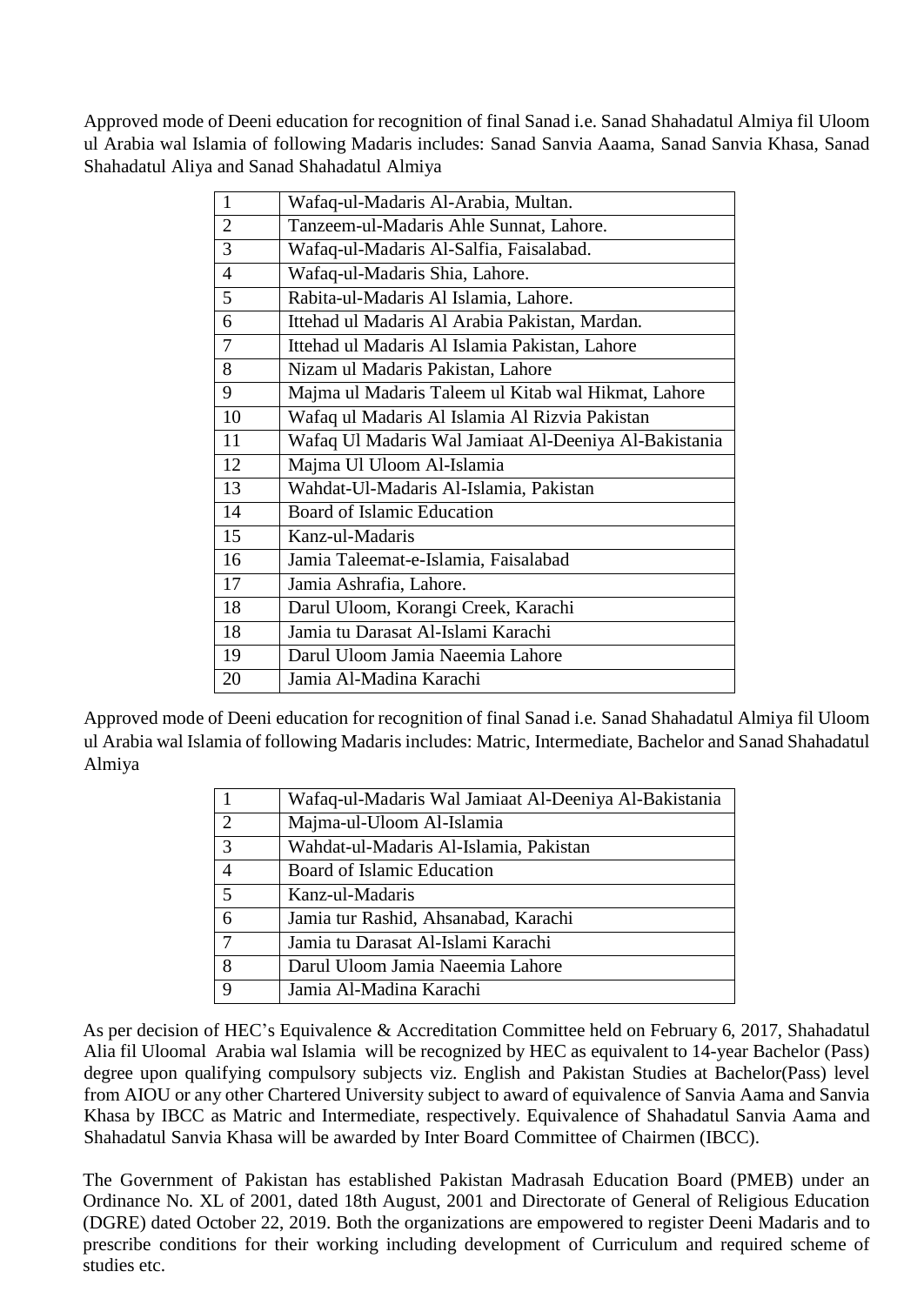Approved mode of Deeni education for recognition of final Sanad i.e. Sanad Shahadatul Almiya fil Uloom ul Arabia wal Islamia of following Madaris includes: Sanad Sanvia Aaama, Sanad Sanvia Khasa, Sanad Shahadatul Aliya and Sanad Shahadatul Almiya

| | |
|---|---|
| 1 | Wafaq-ul-Madaris Al-Arabia, Multan. |
| 2 | Tanzeem-ul-Madaris Ahle Sunnat, Lahore. |
| 3 | Wafaq-ul-Madaris Al-Salfia, Faisalabad. |
| 4 | Wafaq-ul-Madaris Shia, Lahore. |
| 5 | Rabita-ul-Madaris Al Islamia, Lahore. |
| 6 | Ittehad ul Madaris Al Arabia Pakistan, Mardan. |
| 7 | Ittehad ul Madaris Al Islamia Pakistan, Lahore |
| 8 | Nizam ul Madaris Pakistan, Lahore |
| 9 | Majma ul Madaris Taleem ul Kitab wal Hikmat, Lahore |
| 10 | Wafaq ul Madaris Al Islamia Al Rizvia Pakistan |
| 11 | Wafaq Ul Madaris Wal Jamiaat Al-Deeniya Al-Bakistania |
| 12 | Majma Ul Uloom Al-Islamia |
| 13 | Wahdat-Ul-Madaris Al-Islamia, Pakistan |
| 14 | Board of Islamic Education |
| 15 | Kanz-ul-Madaris |
| 16 | Jamia Taleemat-e-Islamia, Faisalabad |
| 17 | Jamia Ashrafia, Lahore. |
| 18 | Darul Uloom, Korangi Creek, Karachi |
| 18 | Jamia tu Darasat Al-Islami Karachi |
| 19 | Darul Uloom Jamia Naeemia Lahore |
| 20 | Jamia Al-Madina Karachi |

Approved mode of Deeni education for recognition of final Sanad i.e. Sanad Shahadatul Almiya fil Uloom ul Arabia wal Islamia of following Madaris includes: Matric, Intermediate, Bachelor and Sanad Shahadatul Almiya

| | |
|---|---|
| 1 | Wafaq-ul-Madaris Wal Jamiaat Al-Deeniya Al-Bakistania |
| 2 | Majma-ul-Uloom Al-Islamia |
| 3 | Wahdat-ul-Madaris Al-Islamia, Pakistan |
| 4 | Board of Islamic Education |
| 5 | Kanz-ul-Madaris |
| 6 | Jamia tur Rashid, Ahsanabad, Karachi |
| 7 | Jamia tu Darasat Al-Islami Karachi |
| 8 | Darul Uloom Jamia Naeemia Lahore |
| 9 | Jamia Al-Madina Karachi |

As per decision of HEC's Equivalence & Accreditation Committee held on February 6, 2017, Shahadatul Alia fil Uloomal Arabia wal Islamia will be recognized by HEC as equivalent to 14-year Bachelor (Pass) degree upon qualifying compulsory subjects viz. English and Pakistan Studies at Bachelor(Pass) level from AIOU or any other Chartered University subject to award of equivalence of Sanvia Aama and Sanvia Khasa by IBCC as Matric and Intermediate, respectively. Equivalence of Shahadatul Sanvia Aama and Shahadatul Sanvia Khasa will be awarded by Inter Board Committee of Chairmen (IBCC).

The Government of Pakistan has established Pakistan Madrasah Education Board (PMEB) under an Ordinance No. XL of 2001, dated 18th August, 2001 and Directorate of General of Religious Education (DGRE) dated October 22, 2019. Both the organizations are empowered to register Deeni Madaris and to prescribe conditions for their working including development of Curriculum and required scheme of studies etc.